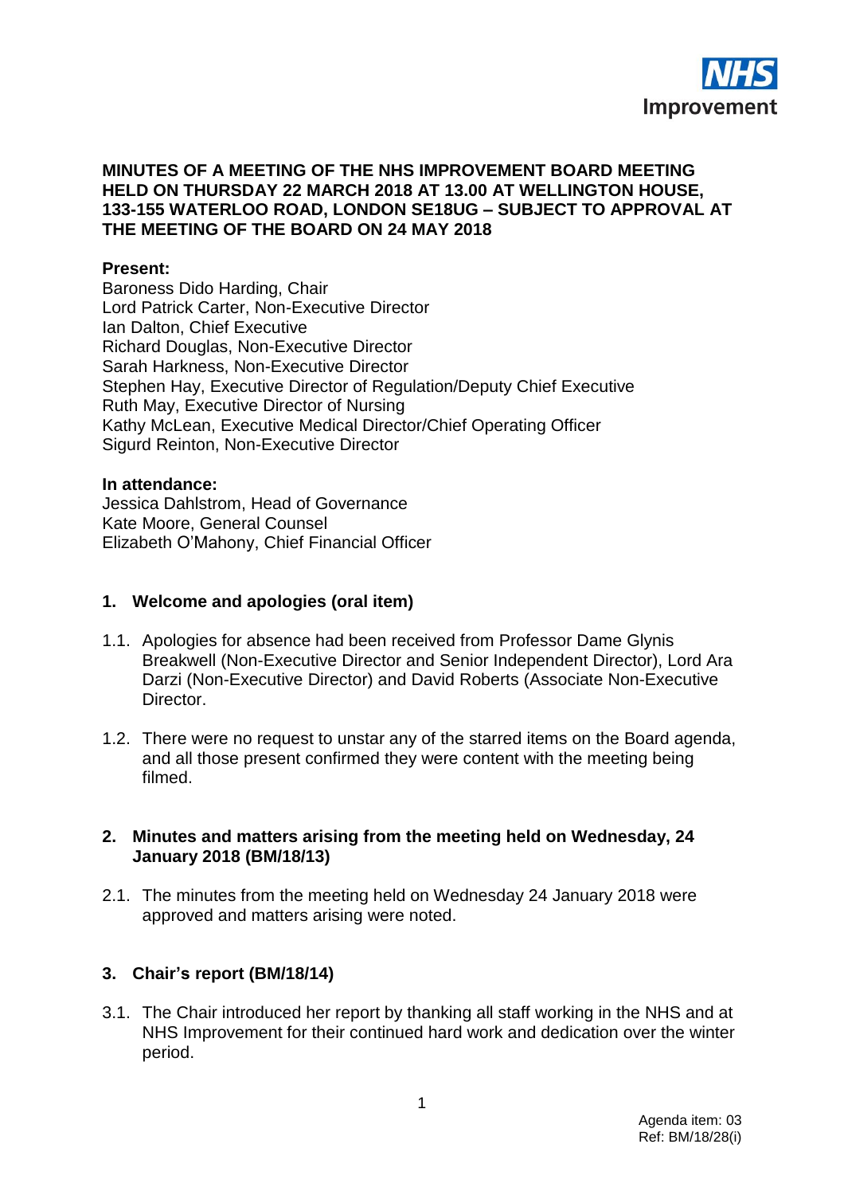**MINUTES OF A MEETING OF THE NHS IMPROVEMENT BOARD MEETING HELD ON THURSDAY 22 MARCH 2018 AT 13.00 AT WELLINGTON HOUSE, 133-155 WATERLOO ROAD, LONDON SE18UG – SUBJECT TO APPROVAL AT THE MEETING OF THE BOARD ON 24 MAY 2018**

**Present:**
Baroness Dido Harding, Chair
Lord Patrick Carter, Non-Executive Director
Ian Dalton, Chief Executive
Richard Douglas, Non-Executive Director
Sarah Harkness, Non-Executive Director
Stephen Hay, Executive Director of Regulation/Deputy Chief Executive
Ruth May, Executive Director of Nursing
Kathy McLean, Executive Medical Director/Chief Operating Officer
Sigurd Reinton, Non-Executive Director

**In attendance:**
Jessica Dahlstrom, Head of Governance
Kate Moore, General Counsel
Elizabeth O'Mahony, Chief Financial Officer

## 1. Welcome and apologies (oral item)

1.1. Apologies for absence had been received from Professor Dame Glynis Breakwell (Non-Executive Director and Senior Independent Director), Lord Ara Darzi (Non-Executive Director) and David Roberts (Associate Non-Executive Director.

1.2. There were no request to unstar any of the starred items on the Board agenda, and all those present confirmed they were content with the meeting being filmed.

## 2. Minutes and matters arising from the meeting held on Wednesday, 24 January 2018 (BM/18/13)

2.1. The minutes from the meeting held on Wednesday 24 January 2018 were approved and matters arising were noted.

## 3. Chair's report (BM/18/14)

3.1. The Chair introduced her report by thanking all staff working in the NHS and at NHS Improvement for their continued hard work and dedication over the winter period.

Agenda item: 03
Ref: BM/18/28(i)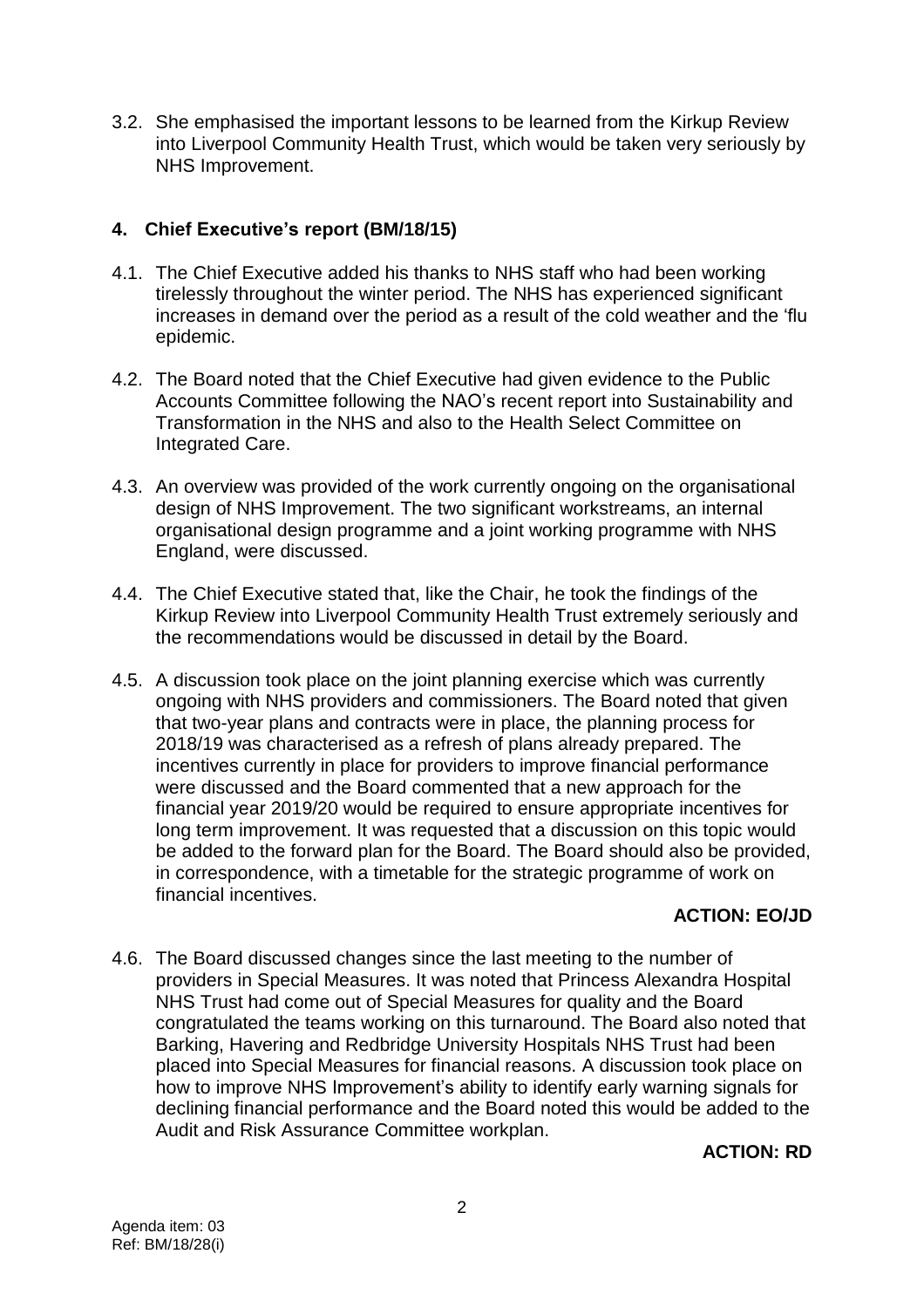3.2. She emphasised the important lessons to be learned from the Kirkup Review into Liverpool Community Health Trust, which would be taken very seriously by NHS Improvement.

## 4. Chief Executive's report (BM/18/15)

4.1. The Chief Executive added his thanks to NHS staff who had been working tirelessly throughout the winter period. The NHS has experienced significant increases in demand over the period as a result of the cold weather and the 'flu epidemic.

4.2. The Board noted that the Chief Executive had given evidence to the Public Accounts Committee following the NAO's recent report into Sustainability and Transformation in the NHS and also to the Health Select Committee on Integrated Care.

4.3. An overview was provided of the work currently ongoing on the organisational design of NHS Improvement. The two significant workstreams, an internal organisational design programme and a joint working programme with NHS England, were discussed.

4.4. The Chief Executive stated that, like the Chair, he took the findings of the Kirkup Review into Liverpool Community Health Trust extremely seriously and the recommendations would be discussed in detail by the Board.

4.5. A discussion took place on the joint planning exercise which was currently ongoing with NHS providers and commissioners. The Board noted that given that two-year plans and contracts were in place, the planning process for 2018/19 was characterised as a refresh of plans already prepared. The incentives currently in place for providers to improve financial performance were discussed and the Board commented that a new approach for the financial year 2019/20 would be required to ensure appropriate incentives for long term improvement. It was requested that a discussion on this topic would be added to the forward plan for the Board. The Board should also be provided, in correspondence, with a timetable for the strategic programme of work on financial incentives.

**ACTION: EO/JD**

4.6. The Board discussed changes since the last meeting to the number of providers in Special Measures. It was noted that Princess Alexandra Hospital NHS Trust had come out of Special Measures for quality and the Board congratulated the teams working on this turnaround. The Board also noted that Barking, Havering and Redbridge University Hospitals NHS Trust had been placed into Special Measures for financial reasons. A discussion took place on how to improve NHS Improvement's ability to identify early warning signals for declining financial performance and the Board noted this would be added to the Audit and Risk Assurance Committee workplan.

**ACTION: RD**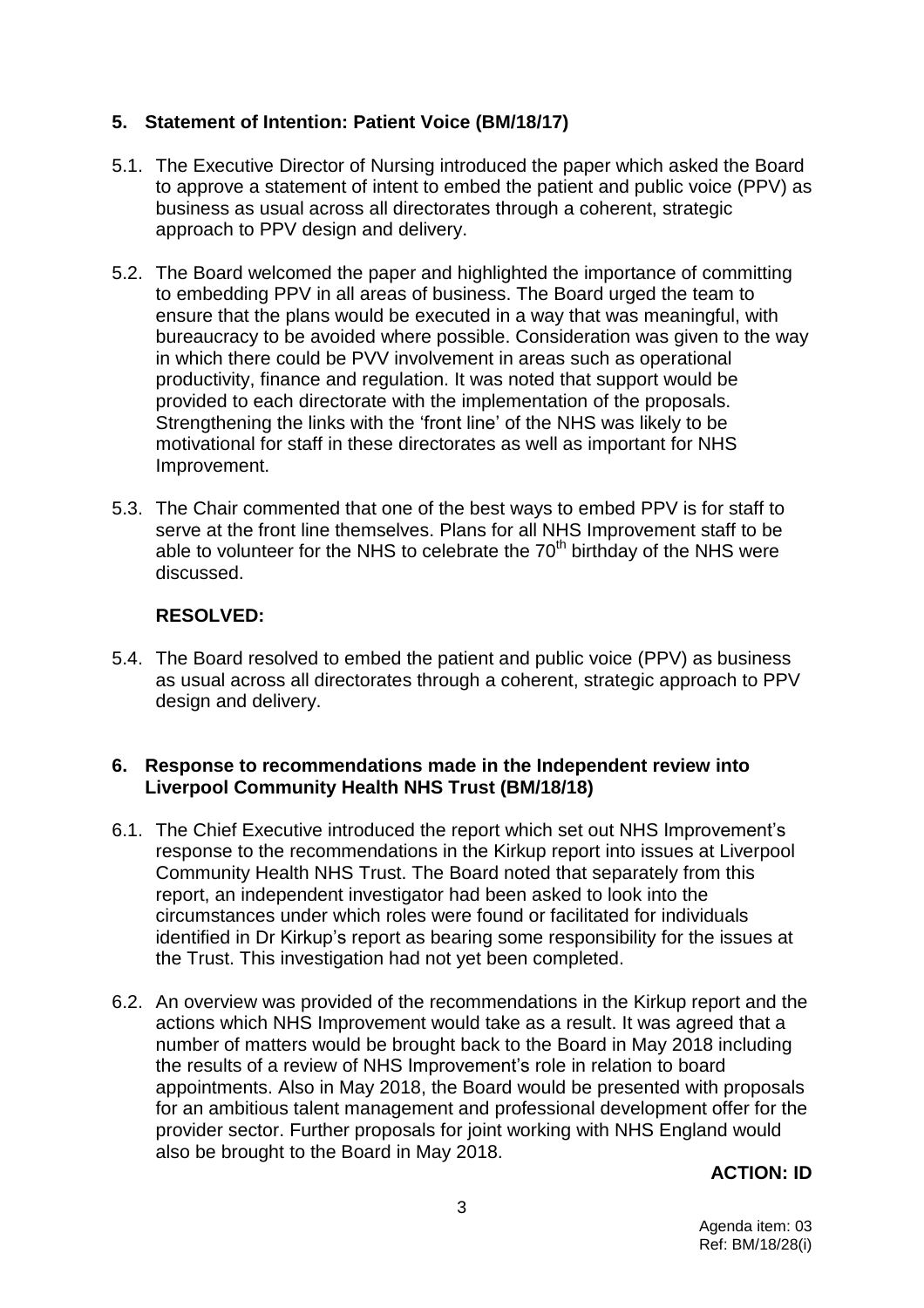## 5. Statement of Intention: Patient Voice (BM/18/17)

5.1. The Executive Director of Nursing introduced the paper which asked the Board to approve a statement of intent to embed the patient and public voice (PPV) as business as usual across all directorates through a coherent, strategic approach to PPV design and delivery.

5.2. The Board welcomed the paper and highlighted the importance of committing to embedding PPV in all areas of business. The Board urged the team to ensure that the plans would be executed in a way that was meaningful, with bureaucracy to be avoided where possible. Consideration was given to the way in which there could be PVV involvement in areas such as operational productivity, finance and regulation. It was noted that support would be provided to each directorate with the implementation of the proposals. Strengthening the links with the 'front line' of the NHS was likely to be motivational for staff in these directorates as well as important for NHS Improvement.

5.3. The Chair commented that one of the best ways to embed PPV is for staff to serve at the front line themselves. Plans for all NHS Improvement staff to be able to volunteer for the NHS to celebrate the 70th birthday of the NHS were discussed.

**RESOLVED:**

5.4. The Board resolved to embed the patient and public voice (PPV) as business as usual across all directorates through a coherent, strategic approach to PPV design and delivery.

## 6. Response to recommendations made in the Independent review into Liverpool Community Health NHS Trust (BM/18/18)

6.1. The Chief Executive introduced the report which set out NHS Improvement's response to the recommendations in the Kirkup report into issues at Liverpool Community Health NHS Trust. The Board noted that separately from this report, an independent investigator had been asked to look into the circumstances under which roles were found or facilitated for individuals identified in Dr Kirkup's report as bearing some responsibility for the issues at the Trust. This investigation had not yet been completed.

6.2. An overview was provided of the recommendations in the Kirkup report and the actions which NHS Improvement would take as a result. It was agreed that a number of matters would be brought back to the Board in May 2018 including the results of a review of NHS Improvement's role in relation to board appointments. Also in May 2018, the Board would be presented with proposals for an ambitious talent management and professional development offer for the provider sector. Further proposals for joint working with NHS England would also be brought to the Board in May 2018.

**ACTION: ID**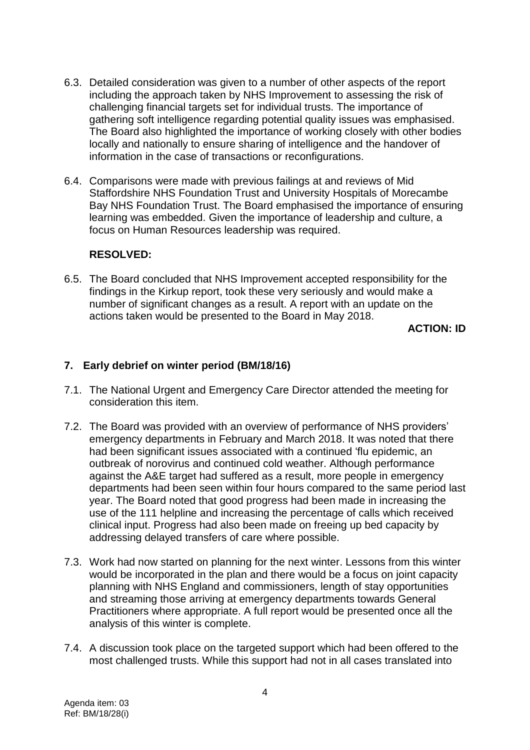6.3. Detailed consideration was given to a number of other aspects of the report including the approach taken by NHS Improvement to assessing the risk of challenging financial targets set for individual trusts. The importance of gathering soft intelligence regarding potential quality issues was emphasised. The Board also highlighted the importance of working closely with other bodies locally and nationally to ensure sharing of intelligence and the handover of information in the case of transactions or reconfigurations.

6.4. Comparisons were made with previous failings at and reviews of Mid Staffordshire NHS Foundation Trust and University Hospitals of Morecambe Bay NHS Foundation Trust. The Board emphasised the importance of ensuring learning was embedded. Given the importance of leadership and culture, a focus on Human Resources leadership was required.

**RESOLVED:**

6.5. The Board concluded that NHS Improvement accepted responsibility for the findings in the Kirkup report, took these very seriously and would make a number of significant changes as a result. A report with an update on the actions taken would be presented to the Board in May 2018.

**ACTION: ID**

## 7. Early debrief on winter period (BM/18/16)

7.1. The National Urgent and Emergency Care Director attended the meeting for consideration this item.

7.2. The Board was provided with an overview of performance of NHS providers' emergency departments in February and March 2018. It was noted that there had been significant issues associated with a continued 'flu epidemic, an outbreak of norovirus and continued cold weather. Although performance against the A&E target had suffered as a result, more people in emergency departments had been seen within four hours compared to the same period last year. The Board noted that good progress had been made in increasing the use of the 111 helpline and increasing the percentage of calls which received clinical input. Progress had also been made on freeing up bed capacity by addressing delayed transfers of care where possible.

7.3. Work had now started on planning for the next winter. Lessons from this winter would be incorporated in the plan and there would be a focus on joint capacity planning with NHS England and commissioners, length of stay opportunities and streaming those arriving at emergency departments towards General Practitioners where appropriate. A full report would be presented once all the analysis of this winter is complete.

7.4. A discussion took place on the targeted support which had been offered to the most challenged trusts. While this support had not in all cases translated into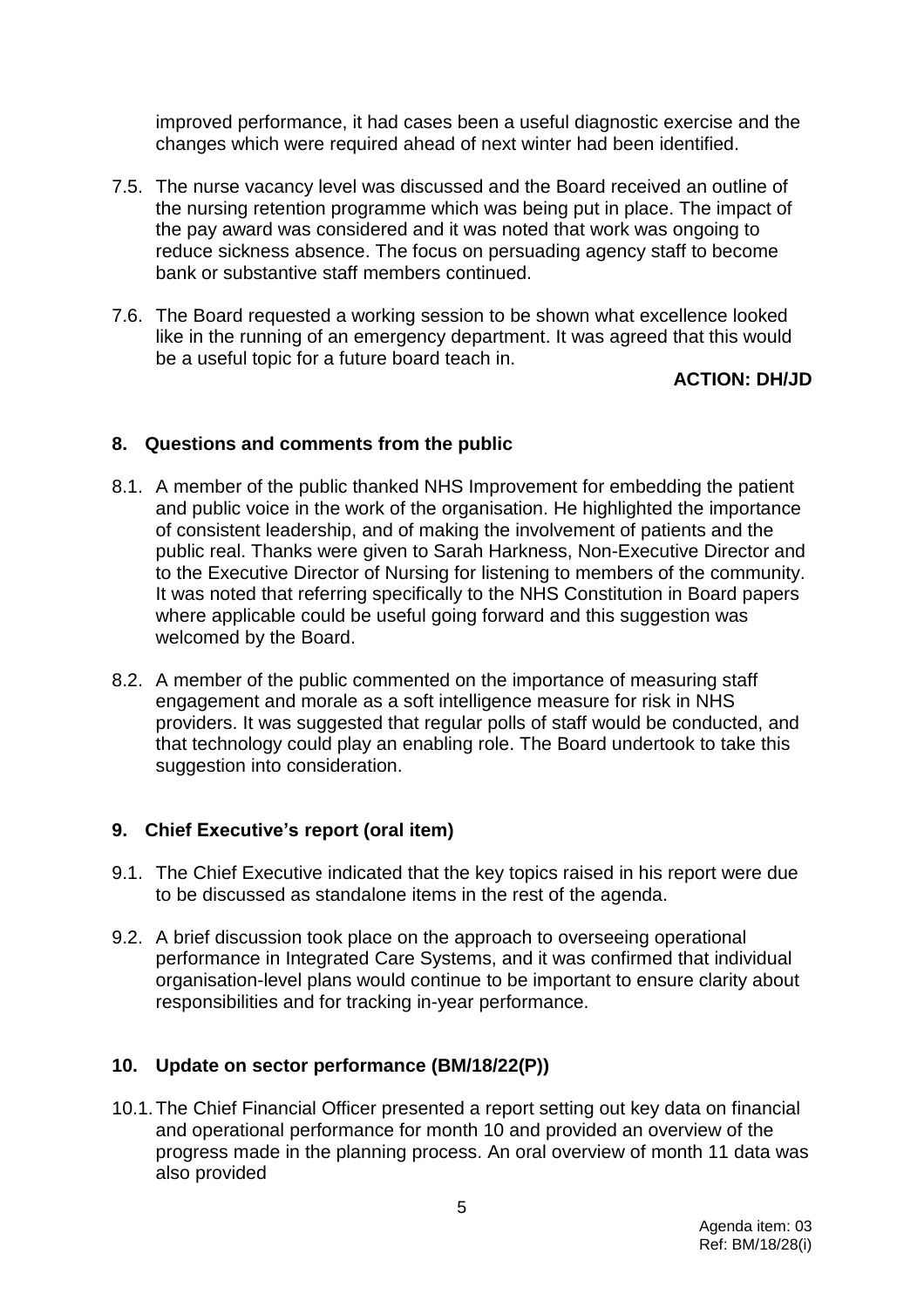improved performance, it had cases been a useful diagnostic exercise and the changes which were required ahead of next winter had been identified.

7.5. The nurse vacancy level was discussed and the Board received an outline of the nursing retention programme which was being put in place. The impact of the pay award was considered and it was noted that work was ongoing to reduce sickness absence. The focus on persuading agency staff to become bank or substantive staff members continued.

7.6. The Board requested a working session to be shown what excellence looked like in the running of an emergency department. It was agreed that this would be a useful topic for a future board teach in.

**ACTION: DH/JD**

## 8. Questions and comments from the public

8.1. A member of the public thanked NHS Improvement for embedding the patient and public voice in the work of the organisation. He highlighted the importance of consistent leadership, and of making the involvement of patients and the public real. Thanks were given to Sarah Harkness, Non-Executive Director and to the Executive Director of Nursing for listening to members of the community. It was noted that referring specifically to the NHS Constitution in Board papers where applicable could be useful going forward and this suggestion was welcomed by the Board.

8.2. A member of the public commented on the importance of measuring staff engagement and morale as a soft intelligence measure for risk in NHS providers. It was suggested that regular polls of staff would be conducted, and that technology could play an enabling role. The Board undertook to take this suggestion into consideration.

## 9. Chief Executive's report (oral item)

9.1. The Chief Executive indicated that the key topics raised in his report were due to be discussed as standalone items in the rest of the agenda.

9.2. A brief discussion took place on the approach to overseeing operational performance in Integrated Care Systems, and it was confirmed that individual organisation-level plans would continue to be important to ensure clarity about responsibilities and for tracking in-year performance.

## 10. Update on sector performance (BM/18/22(P))

10.1. The Chief Financial Officer presented a report setting out key data on financial and operational performance for month 10 and provided an overview of the progress made in the planning process. An oral overview of month 11 data was also provided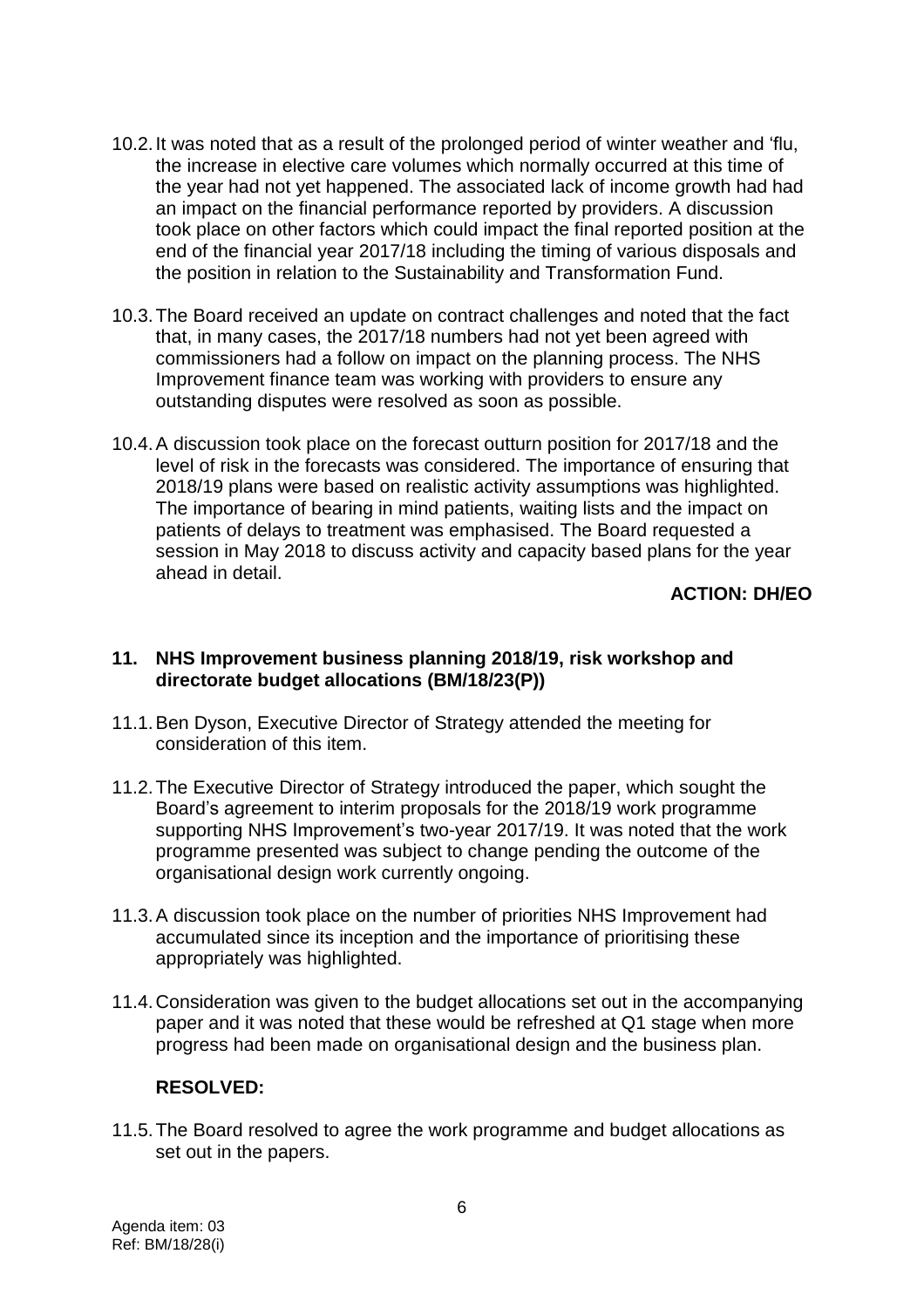10.2. It was noted that as a result of the prolonged period of winter weather and 'flu, the increase in elective care volumes which normally occurred at this time of the year had not yet happened. The associated lack of income growth had had an impact on the financial performance reported by providers. A discussion took place on other factors which could impact the final reported position at the end of the financial year 2017/18 including the timing of various disposals and the position in relation to the Sustainability and Transformation Fund.

10.3. The Board received an update on contract challenges and noted that the fact that, in many cases, the 2017/18 numbers had not yet been agreed with commissioners had a follow on impact on the planning process. The NHS Improvement finance team was working with providers to ensure any outstanding disputes were resolved as soon as possible.

10.4. A discussion took place on the forecast outturn position for 2017/18 and the level of risk in the forecasts was considered. The importance of ensuring that 2018/19 plans were based on realistic activity assumptions was highlighted. The importance of bearing in mind patients, waiting lists and the impact on patients of delays to treatment was emphasised. The Board requested a session in May 2018 to discuss activity and capacity based plans for the year ahead in detail.

**ACTION: DH/EO**

## 11. NHS Improvement business planning 2018/19, risk workshop and directorate budget allocations (BM/18/23(P))

11.1. Ben Dyson, Executive Director of Strategy attended the meeting for consideration of this item.

11.2. The Executive Director of Strategy introduced the paper, which sought the Board's agreement to interim proposals for the 2018/19 work programme supporting NHS Improvement's two-year 2017/19. It was noted that the work programme presented was subject to change pending the outcome of the organisational design work currently ongoing.

11.3. A discussion took place on the number of priorities NHS Improvement had accumulated since its inception and the importance of prioritising these appropriately was highlighted.

11.4. Consideration was given to the budget allocations set out in the accompanying paper and it was noted that these would be refreshed at Q1 stage when more progress had been made on organisational design and the business plan.

**RESOLVED:**

11.5. The Board resolved to agree the work programme and budget allocations as set out in the papers.

Agenda item: 03
Ref: BM/18/28(i)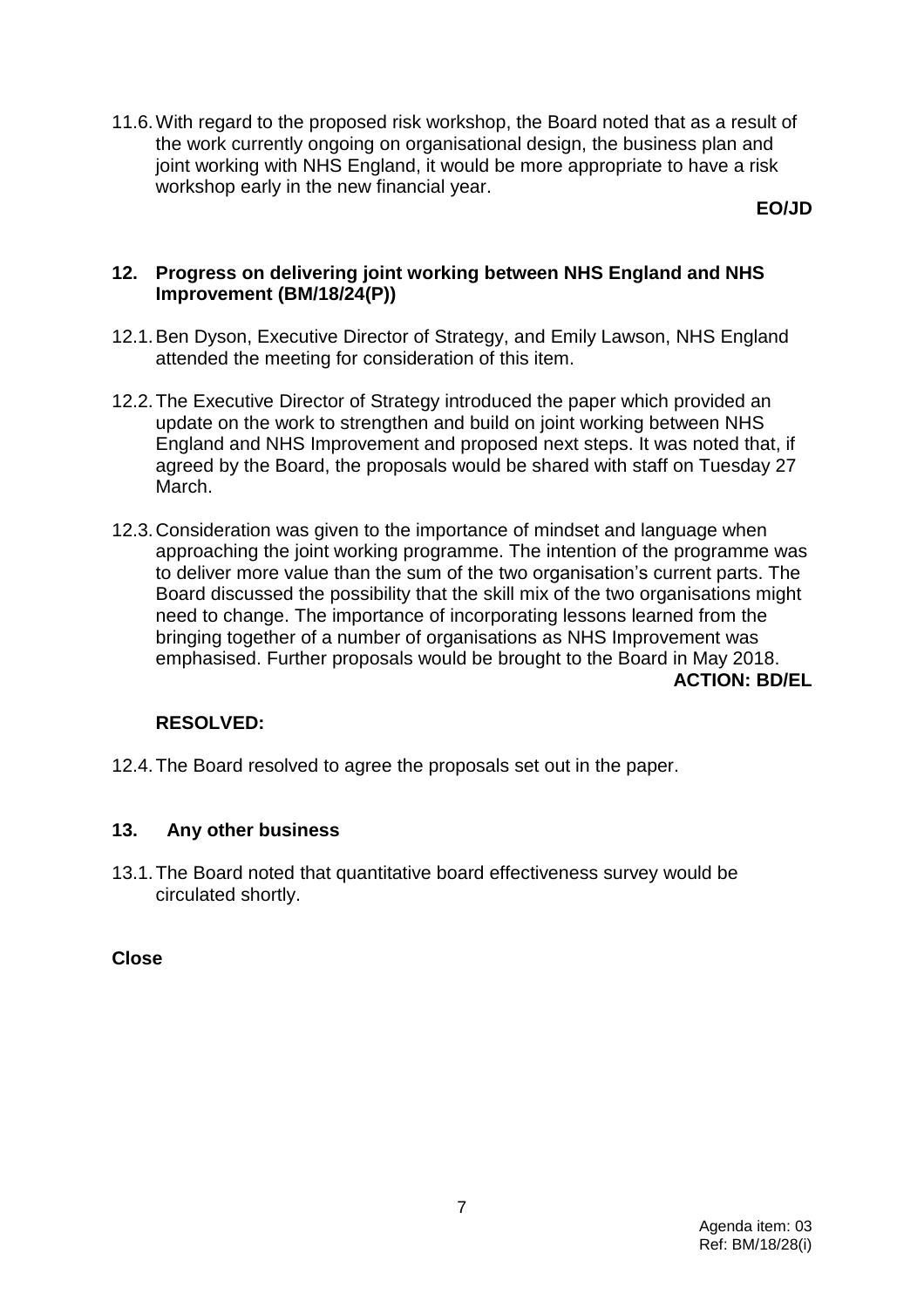11.6. With regard to the proposed risk workshop, the Board noted that as a result of the work currently ongoing on organisational design, the business plan and joint working with NHS England, it would be more appropriate to have a risk workshop early in the new financial year.

**EO/JD**

## 12. Progress on delivering joint working between NHS England and NHS Improvement (BM/18/24(P))

12.1. Ben Dyson, Executive Director of Strategy, and Emily Lawson, NHS England attended the meeting for consideration of this item.

12.2. The Executive Director of Strategy introduced the paper which provided an update on the work to strengthen and build on joint working between NHS England and NHS Improvement and proposed next steps. It was noted that, if agreed by the Board, the proposals would be shared with staff on Tuesday 27 March.

12.3. Consideration was given to the importance of mindset and language when approaching the joint working programme. The intention of the programme was to deliver more value than the sum of the two organisation's current parts. The Board discussed the possibility that the skill mix of the two organisations might need to change. The importance of incorporating lessons learned from the bringing together of a number of organisations as NHS Improvement was emphasised. Further proposals would be brought to the Board in May 2018.

**ACTION: BD/EL**

**RESOLVED:**

12.4. The Board resolved to agree the proposals set out in the paper.

## 13. Any other business

13.1. The Board noted that quantitative board effectiveness survey would be circulated shortly.

**Close**

Agenda item: 03
Ref: BM/18/28(i)